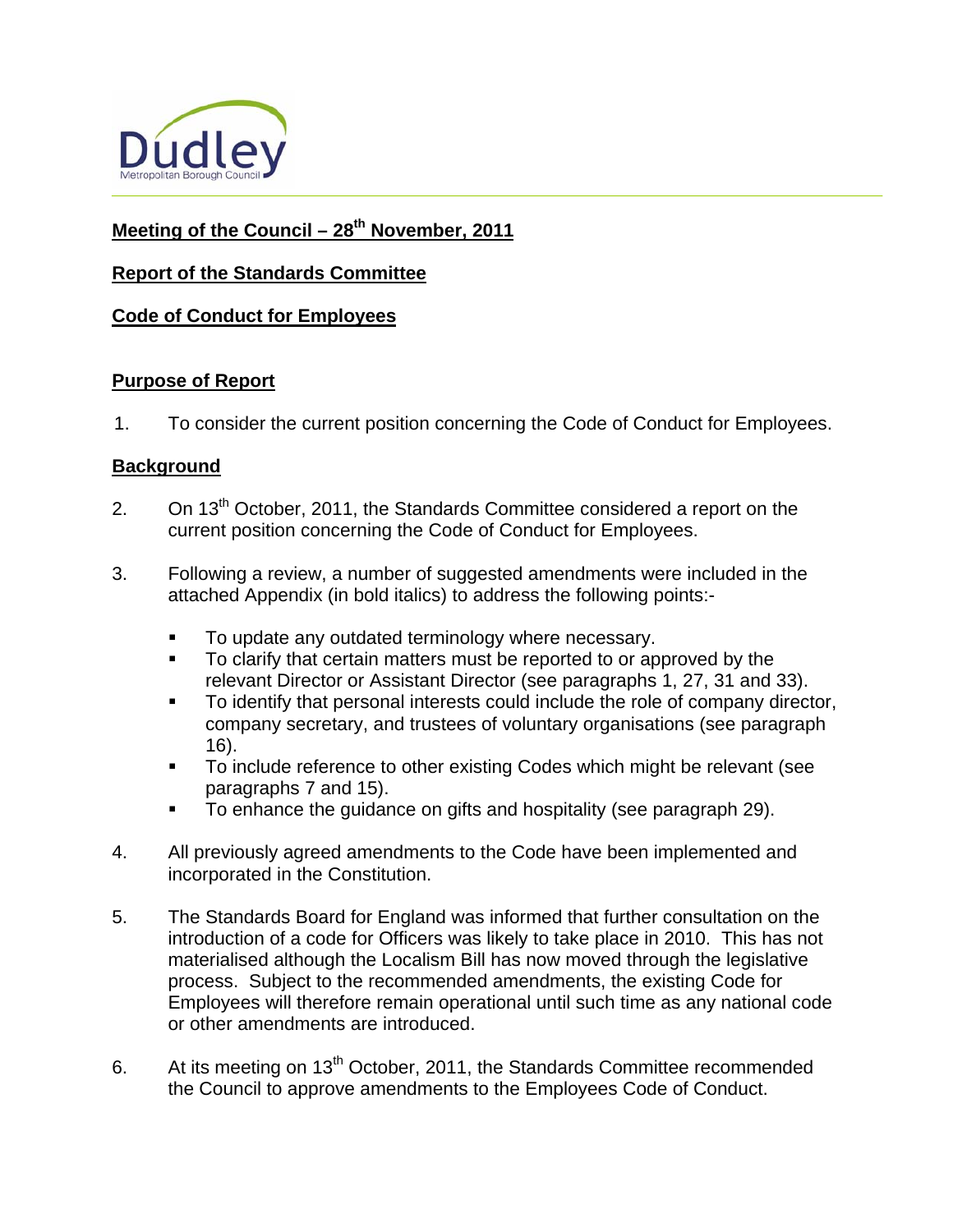**Meeting of the Council – 28th November, 2011**

**Report of the Standards Committee**

**Code of Conduct for Employees**

**Purpose of Report**

1. To consider the current position concerning the Code of Conduct for Employees.

**Background**

2. On 13th October, 2011, the Standards Committee considered a report on the current position concerning the Code of Conduct for Employees.

3. Following a review, a number of suggested amendments were included in the attached Appendix (in bold italics) to address the following points:-

   - To update any outdated terminology where necessary.
   - To clarify that certain matters must be reported to or approved by the relevant Director or Assistant Director (see paragraphs 1, 27, 31 and 33).
   - To identify that personal interests could include the role of company director, company secretary, and trustees of voluntary organisations (see paragraph 16).
   - To include reference to other existing Codes which might be relevant (see paragraphs 7 and 15).
   - To enhance the guidance on gifts and hospitality (see paragraph 29).

4. All previously agreed amendments to the Code have been implemented and incorporated in the Constitution.

5. The Standards Board for England was informed that further consultation on the introduction of a code for Officers was likely to take place in 2010. This has not materialised although the Localism Bill has now moved through the legislative process. Subject to the recommended amendments, the existing Code for Employees will therefore remain operational until such time as any national code or other amendments are introduced.

6. At its meeting on 13th October, 2011, the Standards Committee recommended the Council to approve amendments to the Employees Code of Conduct.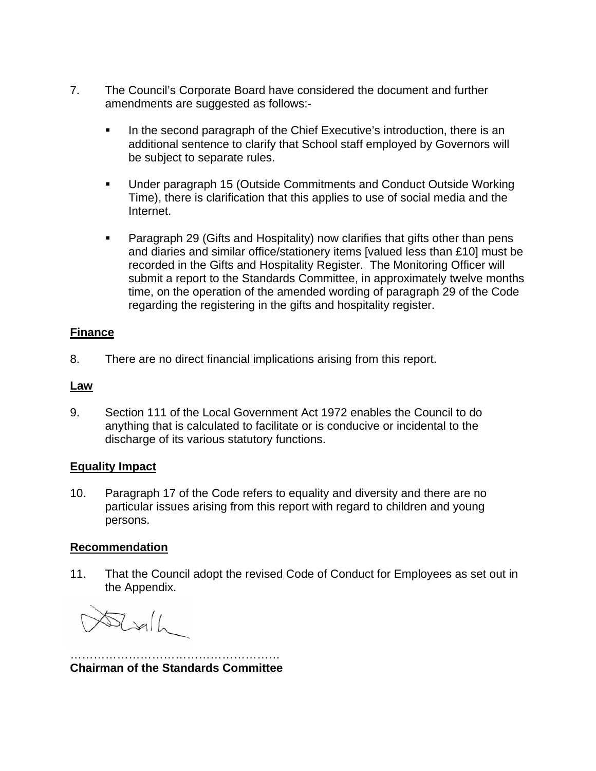7. The Council's Corporate Board have considered the document and further amendments are suggested as follows:-

   - In the second paragraph of the Chief Executive's introduction, there is an additional sentence to clarify that School staff employed by Governors will be subject to separate rules.

   - Under paragraph 15 (Outside Commitments and Conduct Outside Working Time), there is clarification that this applies to use of social media and the Internet.

   - Paragraph 29 (Gifts and Hospitality) now clarifies that gifts other than pens and diaries and similar office/stationery items [valued less than £10] must be recorded in the Gifts and Hospitality Register. The Monitoring Officer will submit a report to the Standards Committee, in approximately twelve months time, on the operation of the amended wording of paragraph 29 of the Code regarding the registering in the gifts and hospitality register.

**Finance**

8. There are no direct financial implications arising from this report.

**Law**

9. Section 111 of the Local Government Act 1972 enables the Council to do anything that is calculated to facilitate or is conducive or incidental to the discharge of its various statutory functions.

**Equality Impact**

10. Paragraph 17 of the Code refers to equality and diversity and there are no particular issues arising from this report with regard to children and young persons.

**Recommendation**

11. That the Council adopt the revised Code of Conduct for Employees as set out in the Appendix.

………………………………………………

**Chairman of the Standards Committee**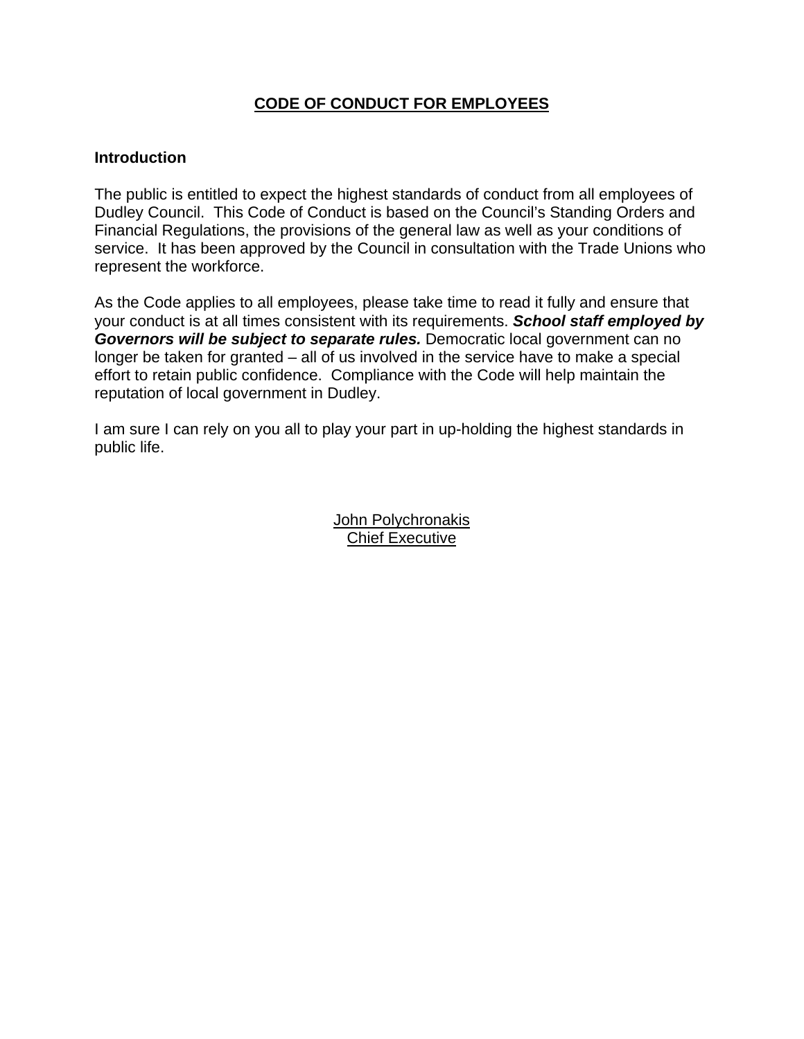# CODE OF CONDUCT FOR EMPLOYEES

## Introduction

The public is entitled to expect the highest standards of conduct from all employees of Dudley Council. This Code of Conduct is based on the Council's Standing Orders and Financial Regulations, the provisions of the general law as well as your conditions of service. It has been approved by the Council in consultation with the Trade Unions who represent the workforce.

As the Code applies to all employees, please take time to read it fully and ensure that your conduct is at all times consistent with its requirements. ***School staff employed by Governors will be subject to separate rules.*** Democratic local government can no longer be taken for granted – all of us involved in the service have to make a special effort to retain public confidence. Compliance with the Code will help maintain the reputation of local government in Dudley.

I am sure I can rely on you all to play your part in up-holding the highest standards in public life.

John Polychronakis
Chief Executive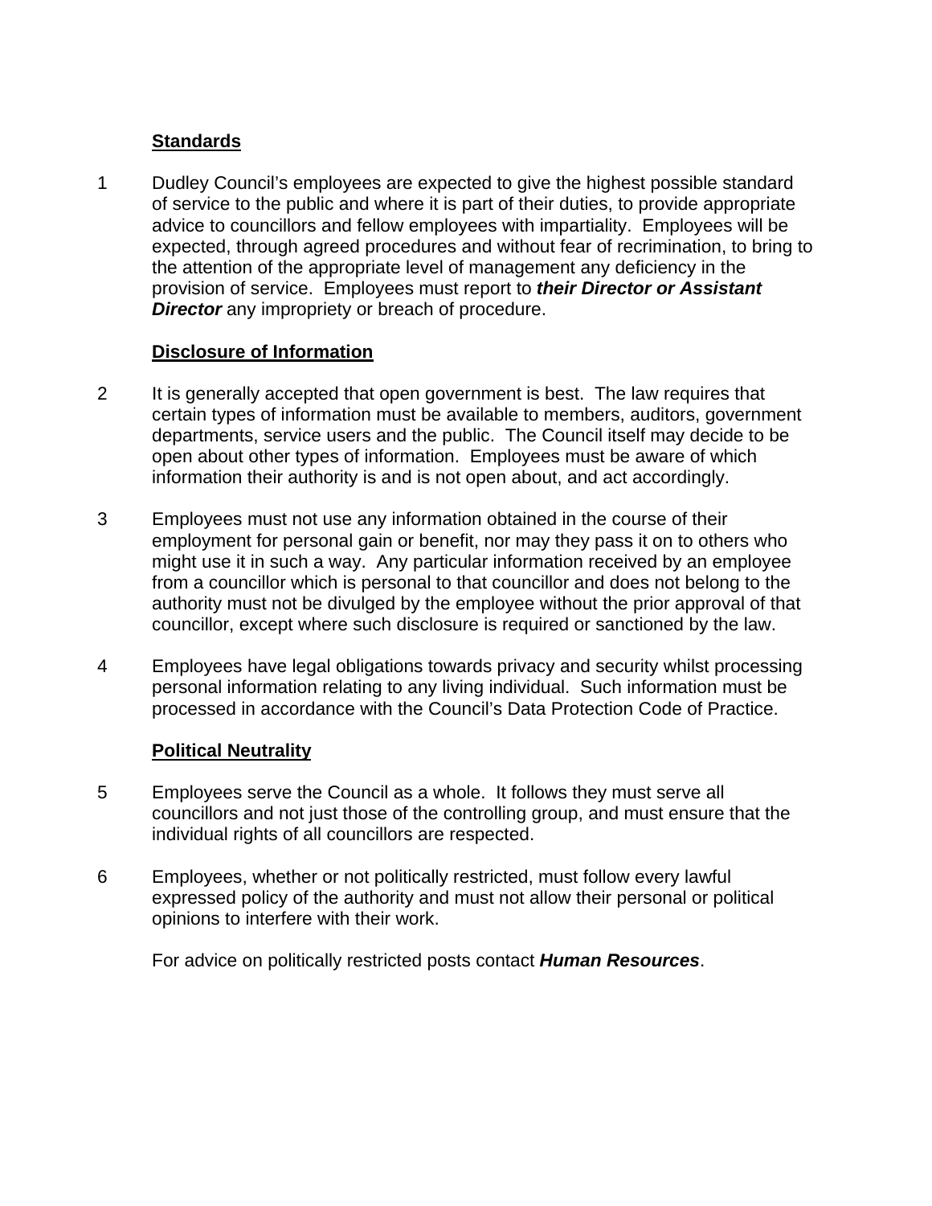## Standards

1 Dudley Council's employees are expected to give the highest possible standard of service to the public and where it is part of their duties, to provide appropriate advice to councillors and fellow employees with impartiality. Employees will be expected, through agreed procedures and without fear of recrimination, to bring to the attention of the appropriate level of management any deficiency in the provision of service. Employees must report to ***their Director or Assistant Director*** any impropriety or breach of procedure.

## Disclosure of Information

2 It is generally accepted that open government is best. The law requires that certain types of information must be available to members, auditors, government departments, service users and the public. The Council itself may decide to be open about other types of information. Employees must be aware of which information their authority is and is not open about, and act accordingly.

3 Employees must not use any information obtained in the course of their employment for personal gain or benefit, nor may they pass it on to others who might use it in such a way. Any particular information received by an employee from a councillor which is personal to that councillor and does not belong to the authority must not be divulged by the employee without the prior approval of that councillor, except where such disclosure is required or sanctioned by the law.

4 Employees have legal obligations towards privacy and security whilst processing personal information relating to any living individual. Such information must be processed in accordance with the Council's Data Protection Code of Practice.

## Political Neutrality

5 Employees serve the Council as a whole. It follows they must serve all councillors and not just those of the controlling group, and must ensure that the individual rights of all councillors are respected.

6 Employees, whether or not politically restricted, must follow every lawful expressed policy of the authority and must not allow their personal or political opinions to interfere with their work.

For advice on politically restricted posts contact ***Human Resources***.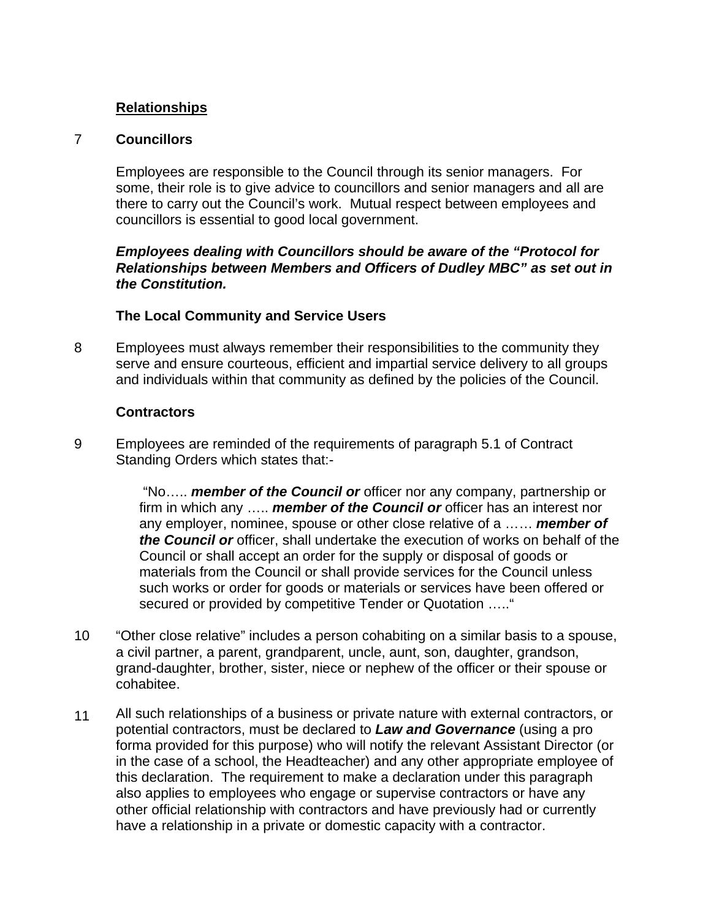## Relationships

### 7 Councillors

Employees are responsible to the Council through its senior managers. For some, their role is to give advice to councillors and senior managers and all are there to carry out the Council's work. Mutual respect between employees and councillors is essential to good local government.

***Employees dealing with Councillors should be aware of the "Protocol for Relationships between Members and Officers of Dudley MBC" as set out in the Constitution.***

### The Local Community and Service Users

8 Employees must always remember their responsibilities to the community they serve and ensure courteous, efficient and impartial service delivery to all groups and individuals within that community as defined by the policies of the Council.

### Contractors

9 Employees are reminded of the requirements of paragraph 5.1 of Contract Standing Orders which states that:-

> "No….. ***member of the Council or*** officer nor any company, partnership or firm in which any ….. ***member of the Council or*** officer has an interest nor any employer, nominee, spouse or other close relative of a …… ***member of the Council or*** officer, shall undertake the execution of works on behalf of the Council or shall accept an order for the supply or disposal of goods or materials from the Council or shall provide services for the Council unless such works or order for goods or materials or services have been offered or secured or provided by competitive Tender or Quotation ….."

10 "Other close relative" includes a person cohabiting on a similar basis to a spouse, a civil partner, a parent, grandparent, uncle, aunt, son, daughter, grandson, grand-daughter, brother, sister, niece or nephew of the officer or their spouse or cohabitee.

11 All such relationships of a business or private nature with external contractors, or potential contractors, must be declared to ***Law and Governance*** (using a pro forma provided for this purpose) who will notify the relevant Assistant Director (or in the case of a school, the Headteacher) and any other appropriate employee of this declaration. The requirement to make a declaration under this paragraph also applies to employees who engage or supervise contractors or have any other official relationship with contractors and have previously had or currently have a relationship in a private or domestic capacity with a contractor.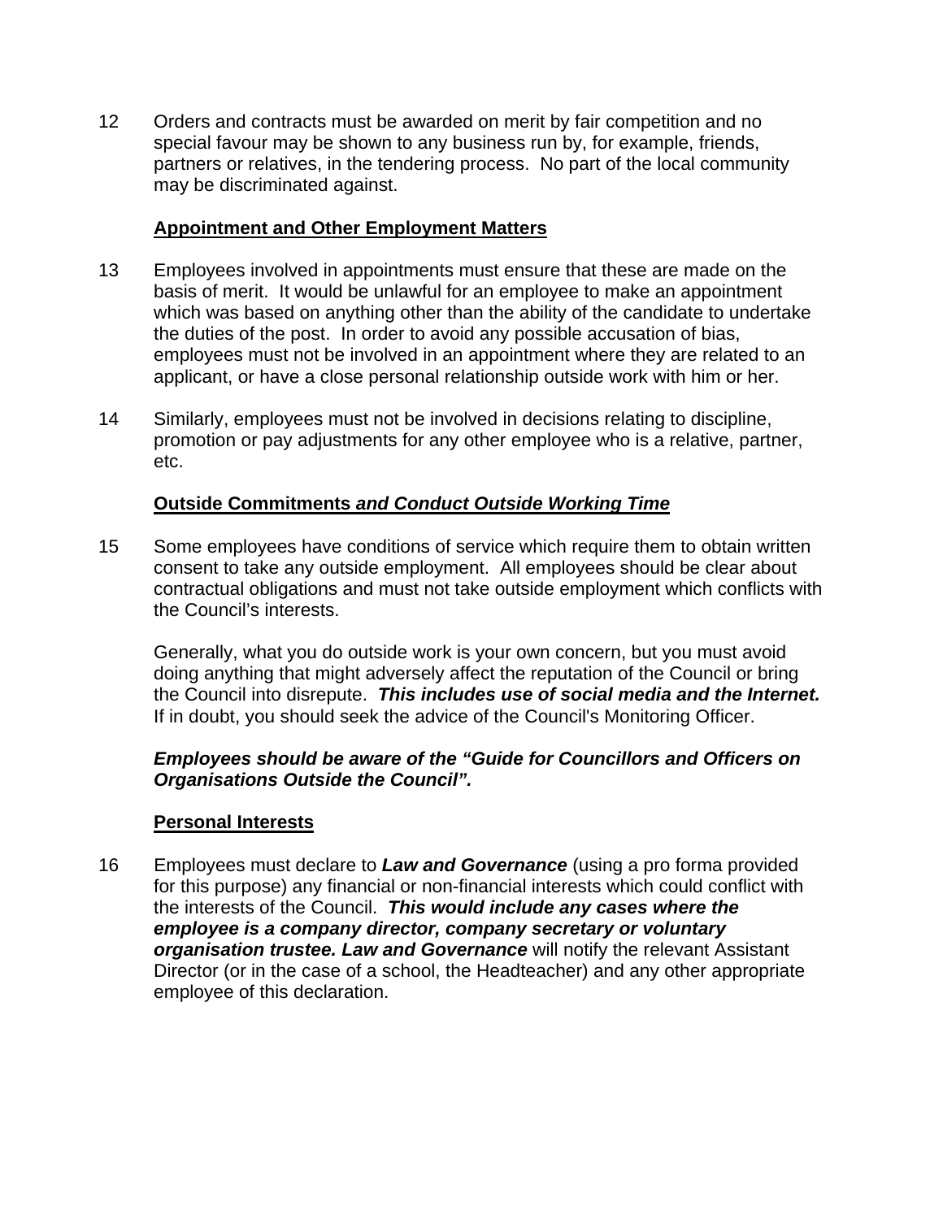12 Orders and contracts must be awarded on merit by fair competition and no special favour may be shown to any business run by, for example, friends, partners or relatives, in the tendering process. No part of the local community may be discriminated against.

### Appointment and Other Employment Matters

13 Employees involved in appointments must ensure that these are made on the basis of merit. It would be unlawful for an employee to make an appointment which was based on anything other than the ability of the candidate to undertake the duties of the post. In order to avoid any possible accusation of bias, employees must not be involved in an appointment where they are related to an applicant, or have a close personal relationship outside work with him or her.

14 Similarly, employees must not be involved in decisions relating to discipline, promotion or pay adjustments for any other employee who is a relative, partner, etc.

### Outside Commitments *and Conduct Outside Working Time*

15 Some employees have conditions of service which require them to obtain written consent to take any outside employment. All employees should be clear about contractual obligations and must not take outside employment which conflicts with the Council's interests.

Generally, what you do outside work is your own concern, but you must avoid doing anything that might adversely affect the reputation of the Council or bring the Council into disrepute. ***This includes use of social media and the Internet.*** If in doubt, you should seek the advice of the Council's Monitoring Officer.

***Employees should be aware of the "Guide for Councillors and Officers on Organisations Outside the Council".***

### Personal Interests

16 Employees must declare to ***Law and Governance*** (using a pro forma provided for this purpose) any financial or non-financial interests which could conflict with the interests of the Council. ***This would include any cases where the employee is a company director, company secretary or voluntary organisation trustee. Law and Governance*** will notify the relevant Assistant Director (or in the case of a school, the Headteacher) and any other appropriate employee of this declaration.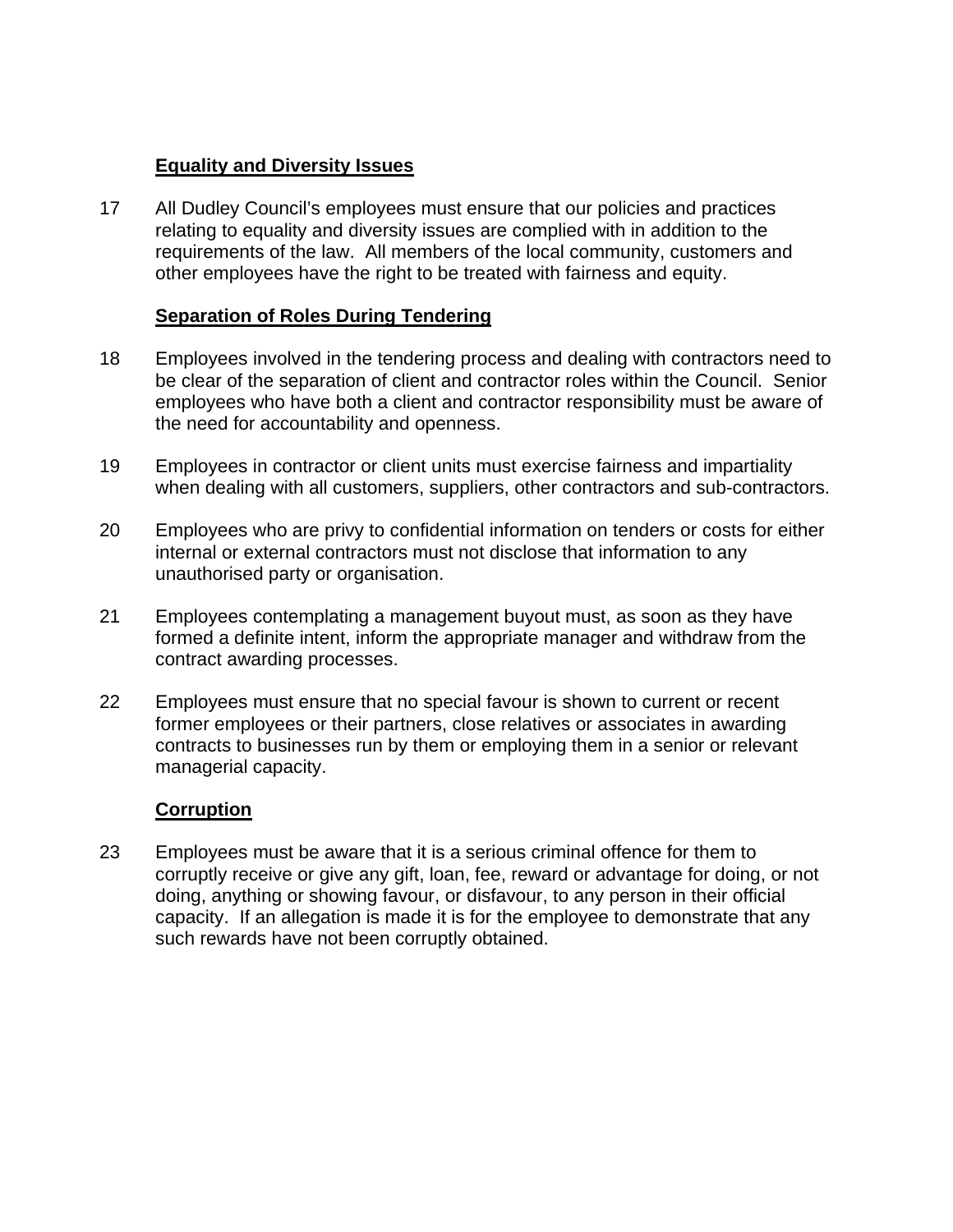## Equality and Diversity Issues

17 All Dudley Council's employees must ensure that our policies and practices relating to equality and diversity issues are complied with in addition to the requirements of the law. All members of the local community, customers and other employees have the right to be treated with fairness and equity.

## Separation of Roles During Tendering

18 Employees involved in the tendering process and dealing with contractors need to be clear of the separation of client and contractor roles within the Council. Senior employees who have both a client and contractor responsibility must be aware of the need for accountability and openness.

19 Employees in contractor or client units must exercise fairness and impartiality when dealing with all customers, suppliers, other contractors and sub-contractors.

20 Employees who are privy to confidential information on tenders or costs for either internal or external contractors must not disclose that information to any unauthorised party or organisation.

21 Employees contemplating a management buyout must, as soon as they have formed a definite intent, inform the appropriate manager and withdraw from the contract awarding processes.

22 Employees must ensure that no special favour is shown to current or recent former employees or their partners, close relatives or associates in awarding contracts to businesses run by them or employing them in a senior or relevant managerial capacity.

## Corruption

23 Employees must be aware that it is a serious criminal offence for them to corruptly receive or give any gift, loan, fee, reward or advantage for doing, or not doing, anything or showing favour, or disfavour, to any person in their official capacity. If an allegation is made it is for the employee to demonstrate that any such rewards have not been corruptly obtained.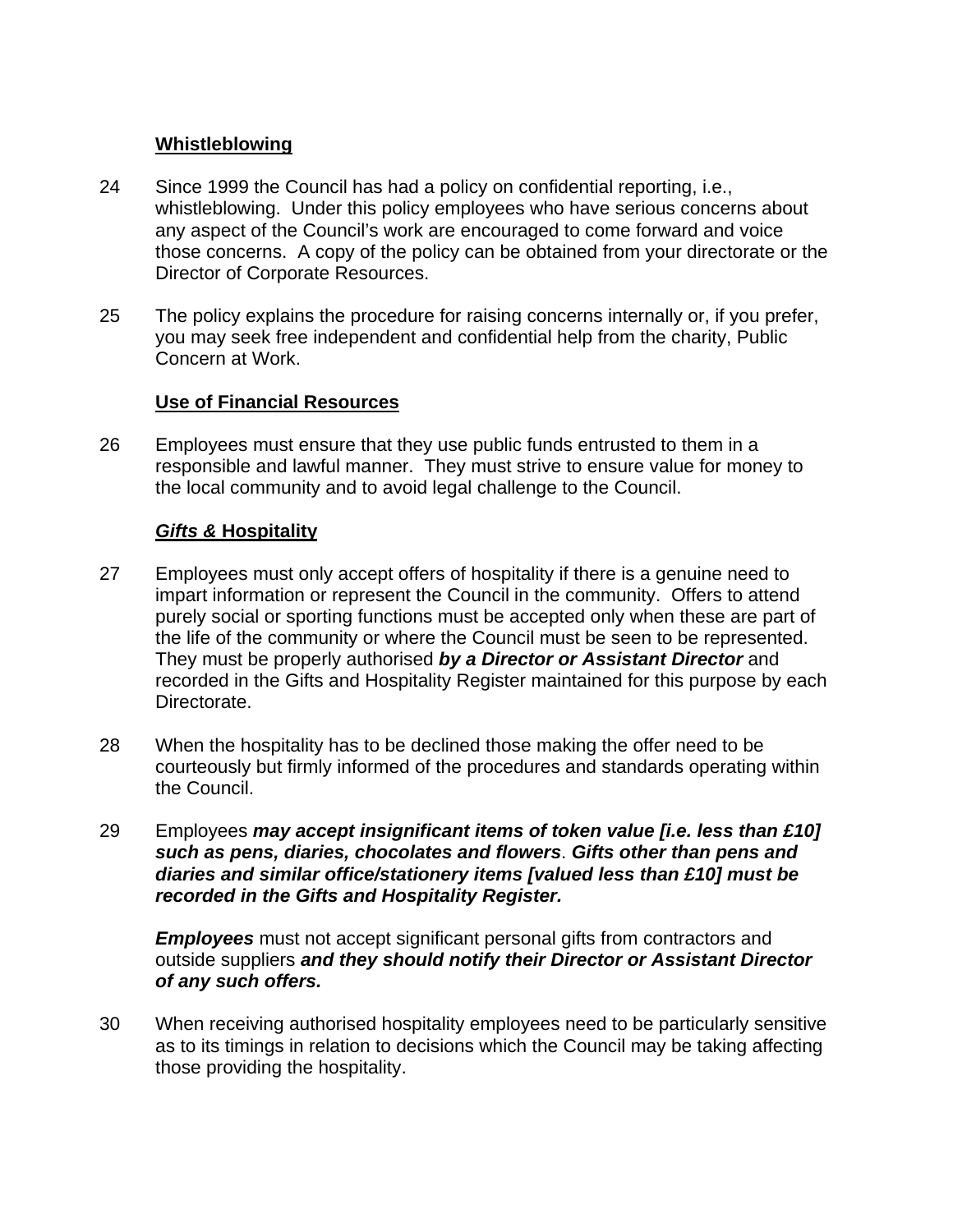**Whistleblowing**

24 Since 1999 the Council has had a policy on confidential reporting, i.e., whistleblowing. Under this policy employees who have serious concerns about any aspect of the Council's work are encouraged to come forward and voice those concerns. A copy of the policy can be obtained from your directorate or the Director of Corporate Resources.

25 The policy explains the procedure for raising concerns internally or, if you prefer, you may seek free independent and confidential help from the charity, Public Concern at Work.

**Use of Financial Resources**

26 Employees must ensure that they use public funds entrusted to them in a responsible and lawful manner. They must strive to ensure value for money to the local community and to avoid legal challenge to the Council.

***Gifts &* Hospitality**

27 Employees must only accept offers of hospitality if there is a genuine need to impart information or represent the Council in the community. Offers to attend purely social or sporting functions must be accepted only when these are part of the life of the community or where the Council must be seen to be represented. They must be properly authorised ***by a Director or Assistant Director*** and recorded in the Gifts and Hospitality Register maintained for this purpose by each Directorate.

28 When the hospitality has to be declined those making the offer need to be courteously but firmly informed of the procedures and standards operating within the Council.

29 Employees ***may accept insignificant items of token value [i.e. less than £10] such as pens, diaries, chocolates and flowers***. ***Gifts other than pens and diaries and similar office/stationery items [valued less than £10] must be recorded in the Gifts and Hospitality Register.***

***Employees*** must not accept significant personal gifts from contractors and outside suppliers ***and they should notify their Director or Assistant Director of any such offers.***

30 When receiving authorised hospitality employees need to be particularly sensitive as to its timings in relation to decisions which the Council may be taking affecting those providing the hospitality.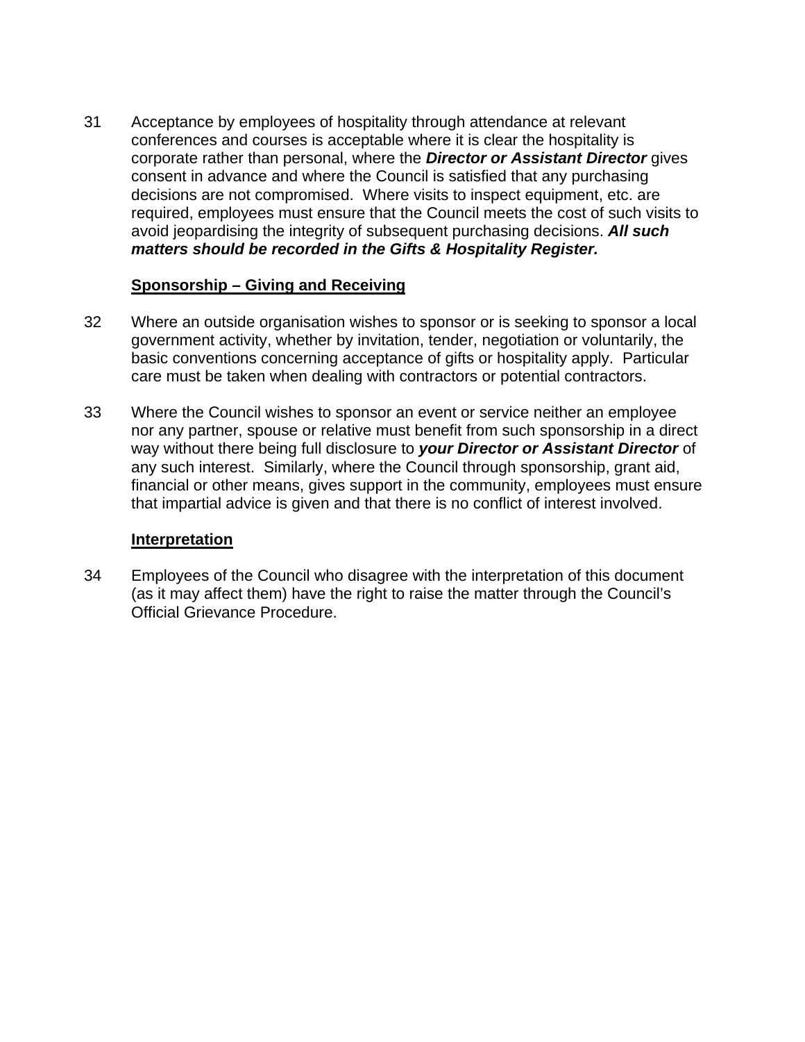31 Acceptance by employees of hospitality through attendance at relevant conferences and courses is acceptable where it is clear the hospitality is corporate rather than personal, where the ***Director or Assistant Director*** gives consent in advance and where the Council is satisfied that any purchasing decisions are not compromised. Where visits to inspect equipment, etc. are required, employees must ensure that the Council meets the cost of such visits to avoid jeopardising the integrity of subsequent purchasing decisions. ***All such matters should be recorded in the Gifts & Hospitality Register.***

**Sponsorship – Giving and Receiving**

32 Where an outside organisation wishes to sponsor or is seeking to sponsor a local government activity, whether by invitation, tender, negotiation or voluntarily, the basic conventions concerning acceptance of gifts or hospitality apply. Particular care must be taken when dealing with contractors or potential contractors.

33 Where the Council wishes to sponsor an event or service neither an employee nor any partner, spouse or relative must benefit from such sponsorship in a direct way without there being full disclosure to ***your Director or Assistant Director*** of any such interest. Similarly, where the Council through sponsorship, grant aid, financial or other means, gives support in the community, employees must ensure that impartial advice is given and that there is no conflict of interest involved.

**Interpretation**

34 Employees of the Council who disagree with the interpretation of this document (as it may affect them) have the right to raise the matter through the Council's Official Grievance Procedure.